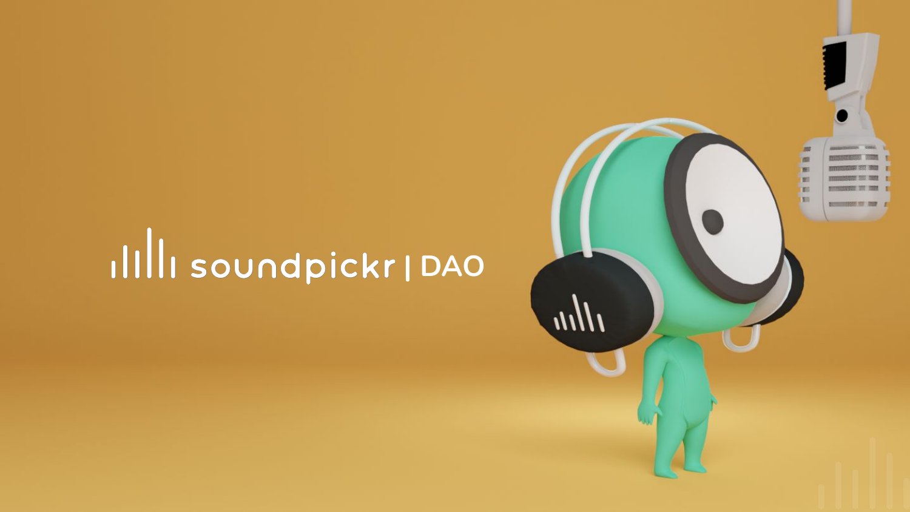# soundpickr | DAO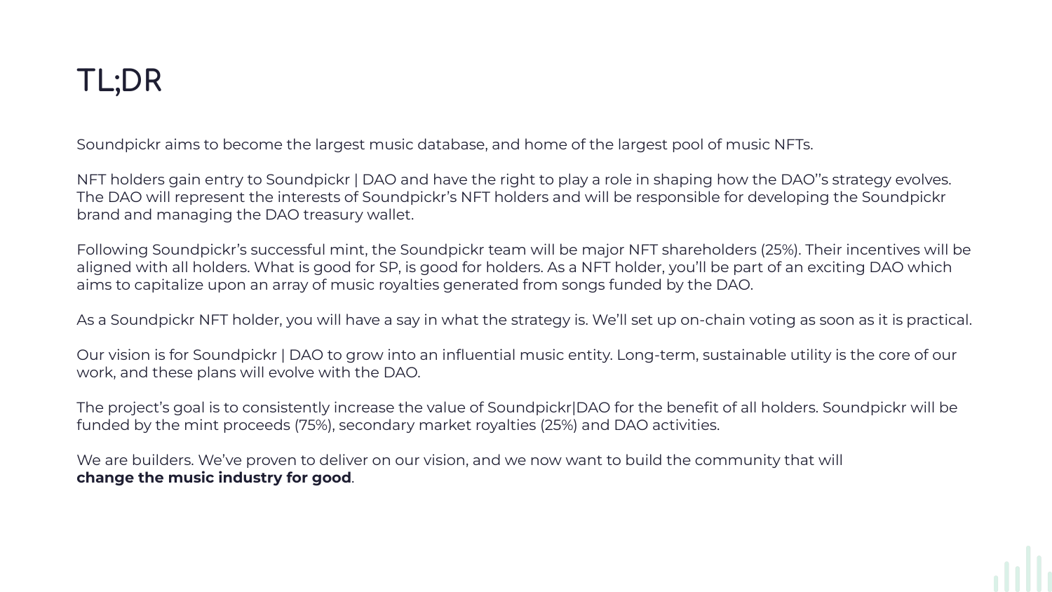# TL;DR

Soundpickr aims to become the largest music database, and home of the largest pool of music NFTs.

NFT holders gain entry to Soundpickr | DAO and have the right to play a role in shaping how the DAO''s strategy evolves. The DAO will represent the interests of Soundpickr's NFT holders and will be responsible for developing the Soundpickr brand and managing the DAO treasury wallet.

Following Soundpickr's successful mint, the Soundpickr team will be major NFT shareholders (25%). Their incentives will be aligned with all holders. What is good for SP, is good for holders. As a NFT holder, you'll be part of an exciting DAO which aims to capitalize upon an array of music royalties generated from songs funded by the DAO.

As a Soundpickr NFT holder, you will have a say in what the strategy is. We'll set up on-chain voting as soon as it is practical.

Our vision is for Soundpickr | DAO to grow into an influential music entity. Long-term, sustainable utility is the core of our work, and these plans will evolve with the DAO.

The project's goal is to consistently increase the value of Soundpickr|DAO for the benefit of all holders. Soundpickr will be funded by the mint proceeds (75%), secondary market royalties (25%) and DAO activities.

We are builders. We've proven to deliver on our vision, and we now want to build the community that will **change the music industry for good**.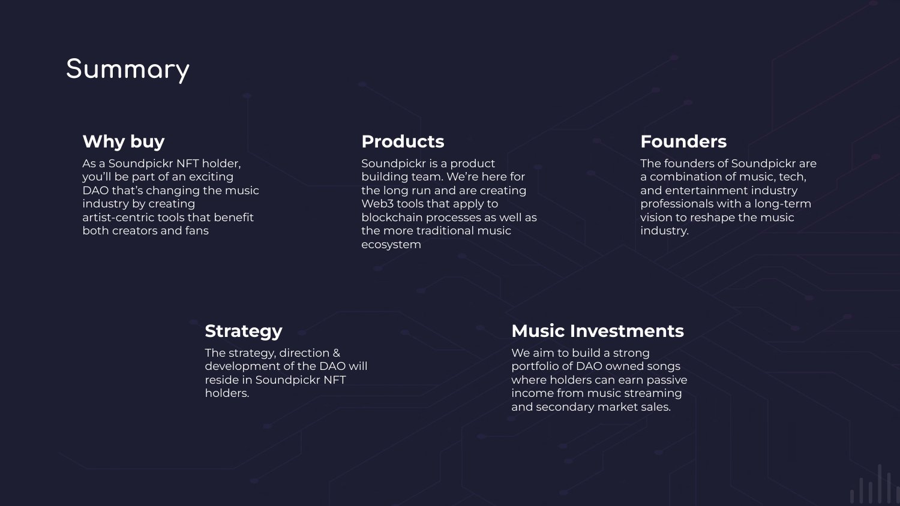# Summary

## Why buy

As a Soundpickr NFT holder, you'll be part of an exciting DAO that's changing the music industry by creating artist-centric tools that benefit both creators and fans

## Products

Soundpickr is a product building team. We're here for the long run and are creating Web3 tools that apply to blockchain processes as well as the more traditional music ecosystem

## Founders

The founders of Soundpickr are a combination of music, tech, and entertainment industry professionals with a long-term vision to reshape the music industry.

## Strategy

The strategy, direction & development of the DAO will reside in Soundpickr NFT holders.

## Music Investments

We aim to build a strong portfolio of DAO owned songs where holders can earn passive income from music streaming and secondary market sales.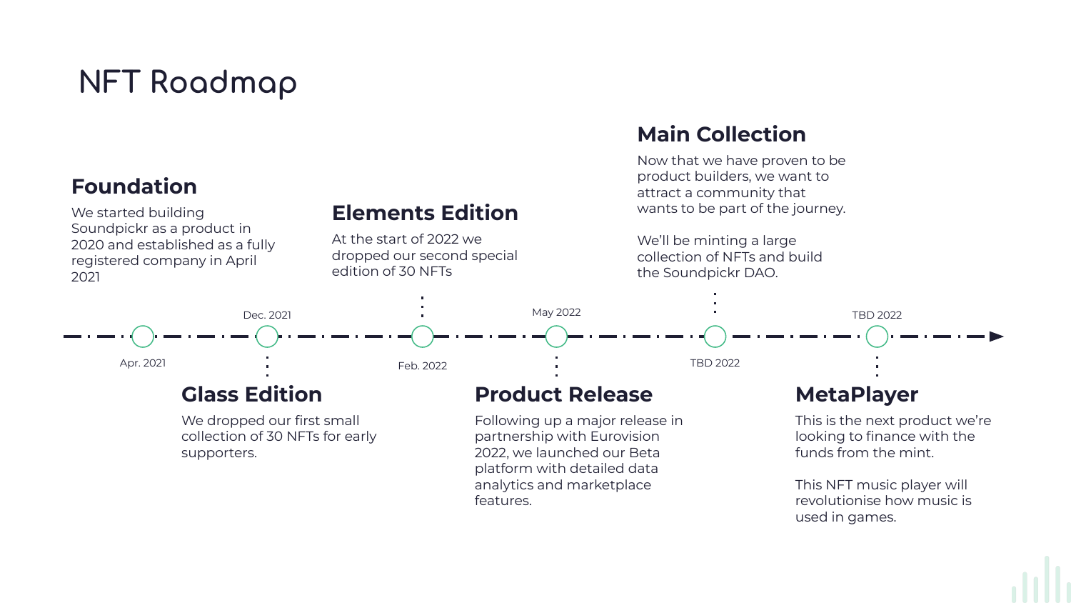# NFT Roadmap

## Foundation

Apr. 2021

We started building Soundpickr as a product in 2020 and established as a fully registered company in April 2021

## Glass Edition

Dec. 2021

We dropped our first small collection of 30 NFTs for early supporters.

## Elements Edition

Feb. 2022

At the start of 2022 we dropped our second special edition of 30 NFTs

## Product Release

May 2022

Following up a major release in partnership with Eurovision 2022, we launched our Beta platform with detailed data analytics and marketplace features.

## Main Collection

TBD 2022

Now that we have proven to be product builders, we want to attract a community that wants to be part of the journey.

We'll be minting a large collection of NFTs and build the Soundpickr DAO.

## MetaPlayer

TBD 2022

This is the next product we're looking to finance with the funds from the mint.

This NFT music player will revolutionise how music is used in games.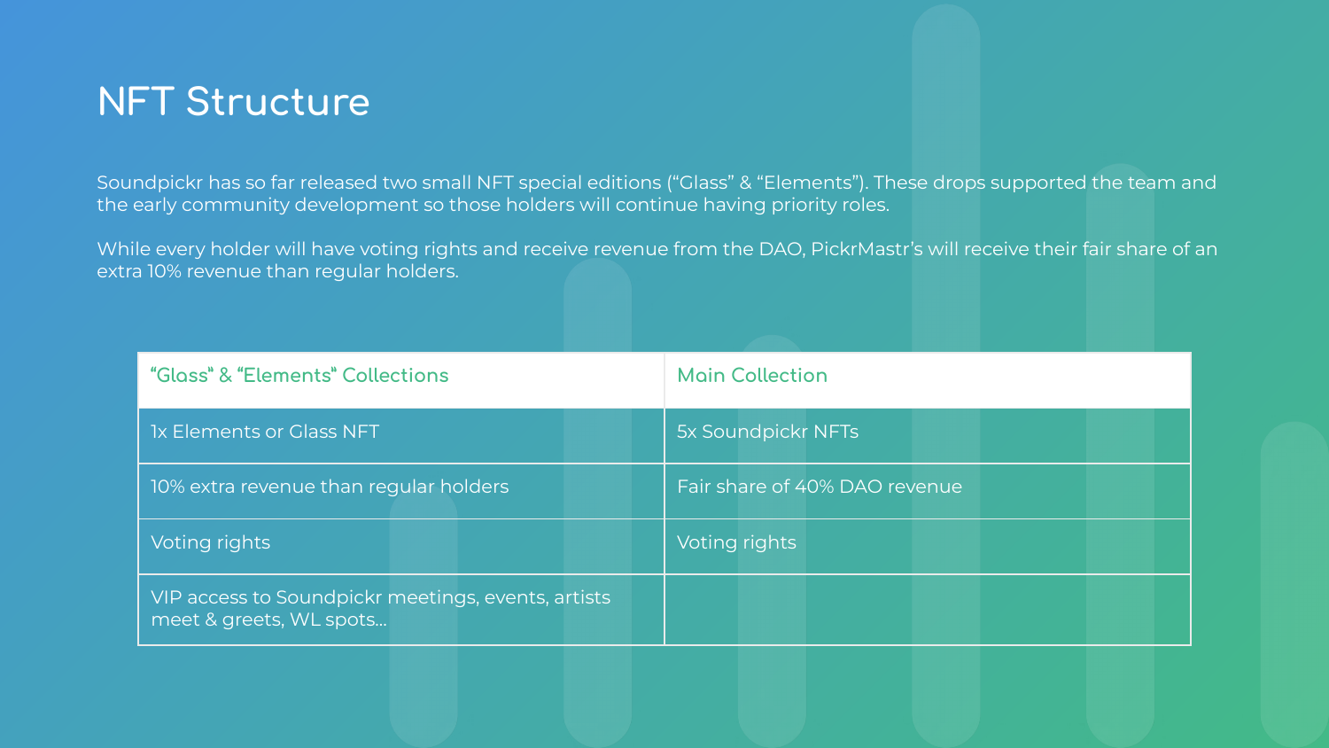# NFT Structure

Soundpickr has so far released two small NFT special editions ("Glass" & "Elements"). These drops supported the team and the early community development so those holders will continue having priority roles.

While every holder will have voting rights and receive revenue from the DAO, PickrMastr's will receive their fair share of an extra 10% revenue than regular holders.

| "Glass" & "Elements" Collections | Main Collection |
| --- | --- |
| 1x Elements or Glass NFT | 5x Soundpickr NFTs |
| 10% extra revenue than regular holders | Fair share of 40% DAO revenue |
| Voting rights | Voting rights |
| VIP access to Soundpickr meetings, events, artists meet & greets, WL spots... | |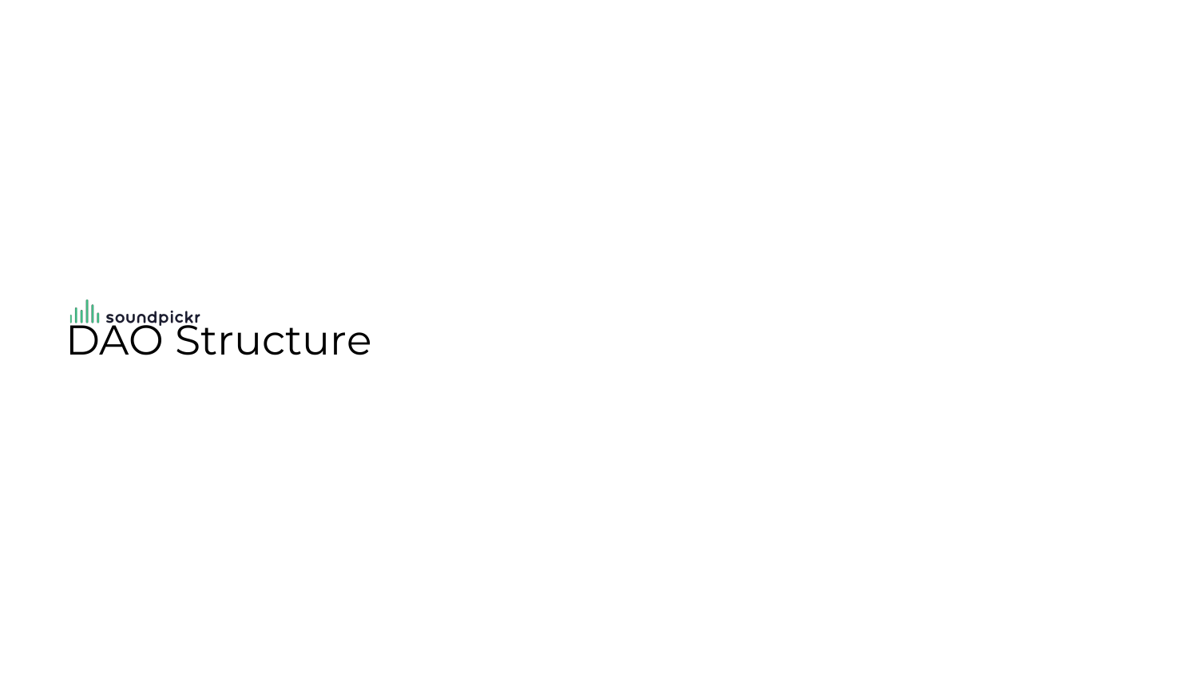soundpickr

# DAO Structure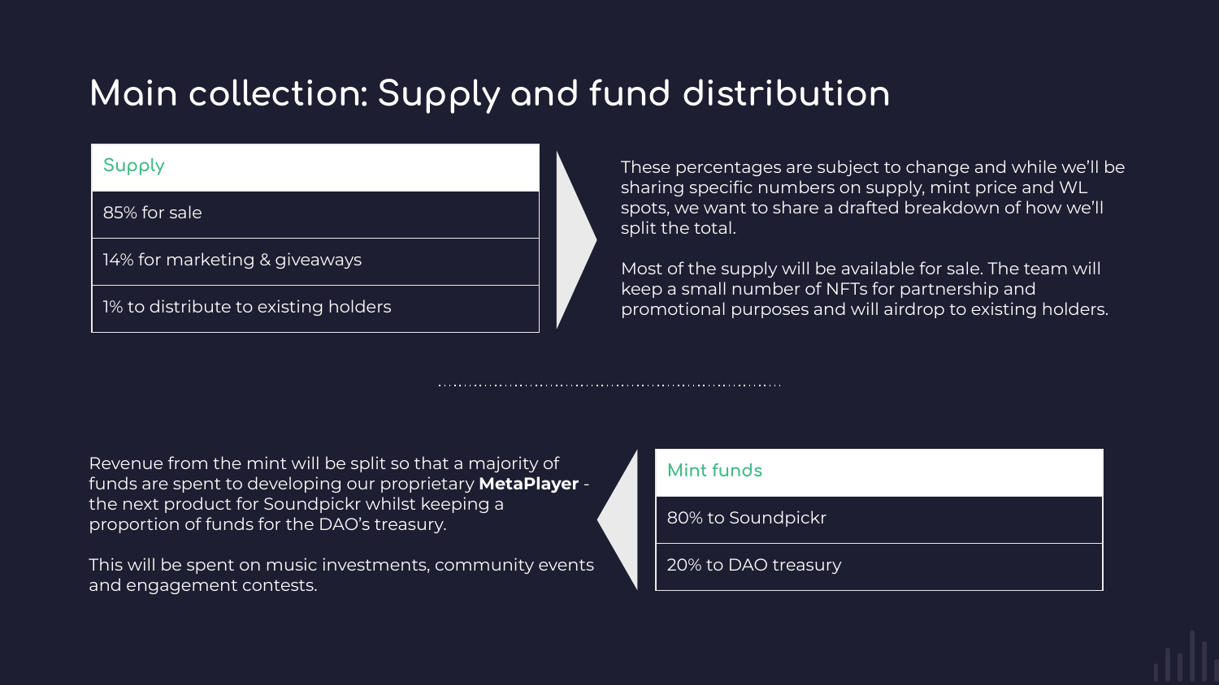# Main collection: Supply and fund distribution

| Supply |
| --- |
| 85% for sale |
| 14% for marketing & giveaways |
| 1% to distribute to existing holders |

These percentages are subject to change and while we'll be sharing specific numbers on supply, mint price and WL spots, we want to share a drafted breakdown of how we'll split the total.

Most of the supply will be available for sale. The team will keep a small number of NFTs for partnership and promotional purposes and will airdrop to existing holders.

Revenue from the mint will be split so that a majority of funds are spent to developing our proprietary **MetaPlayer** - the next product for Soundpickr whilst keeping a proportion of funds for the DAO's treasury.

This will be spent on music investments, community events and engagement contests.

| Mint funds |
| --- |
| 80% to Soundpickr |
| 20% to DAO treasury |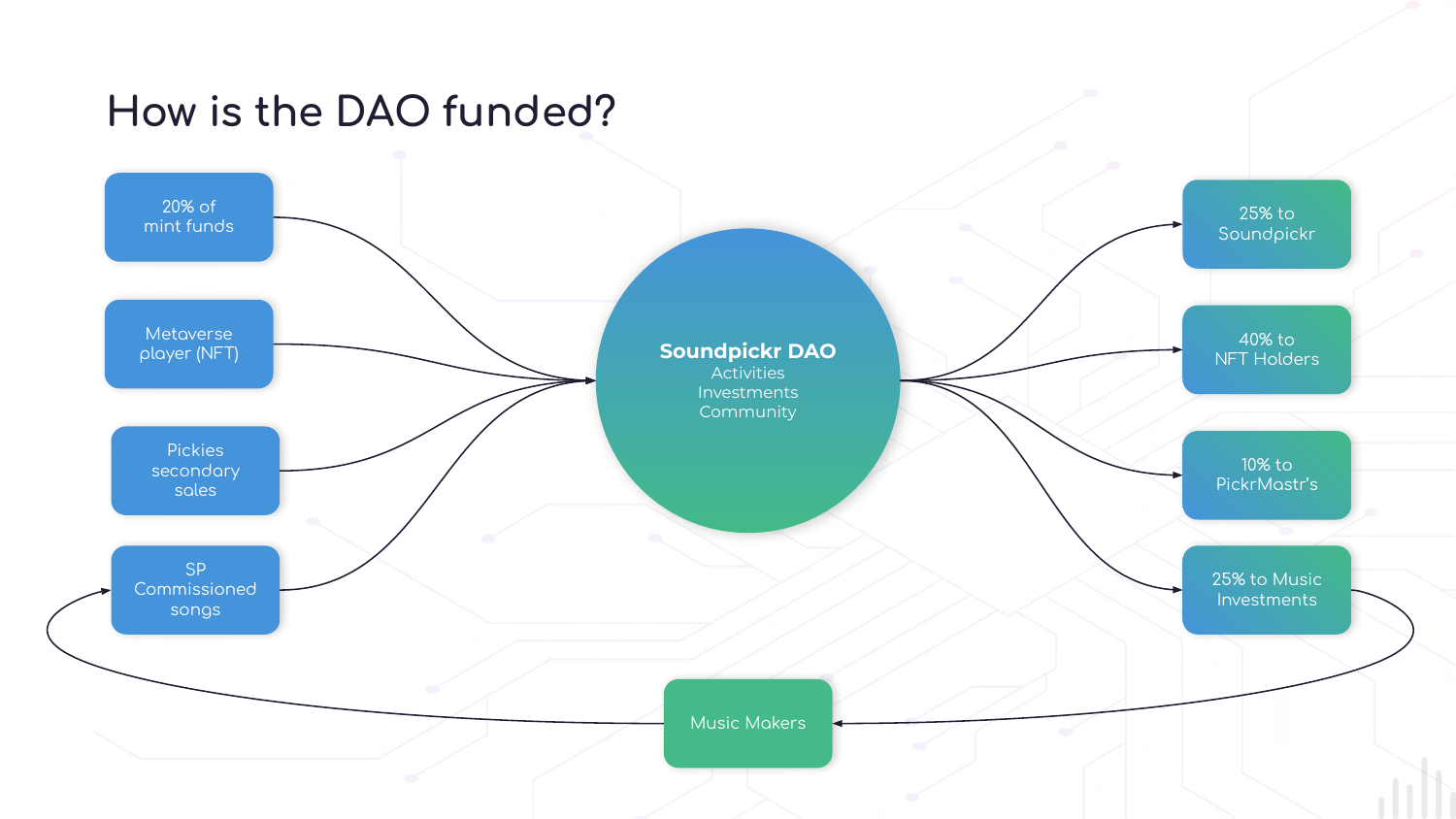# How is the DAO funded?

20% of mint funds

Metaverse player (NFT)

Pickies secondary sales

SP Commissioned songs

**Soundpickr DAO**
Activities
Investments
Community

25% to Soundpickr

40% to NFT Holders

10% to PickrMastr's

25% to Music Investments

Music Makers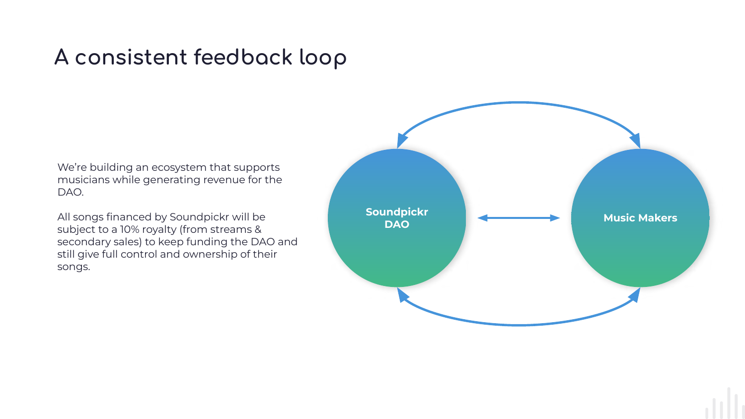# A consistent feedback loop

We're building an ecosystem that supports musicians while generating revenue for the DAO.

All songs financed by Soundpickr will be subject to a 10% royalty (from streams & secondary sales) to keep funding the DAO and still give full control and ownership of their songs.

Soundpickr DAO

Music Makers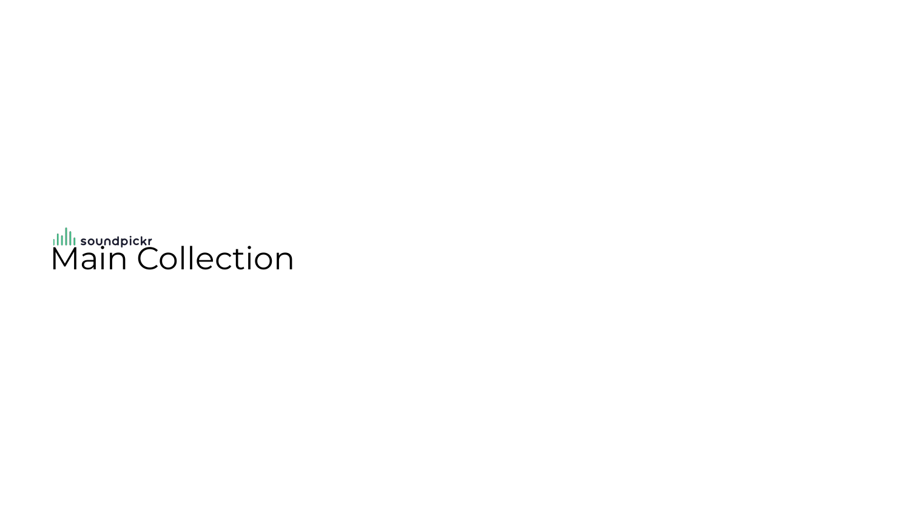soundpickr

# Main Collection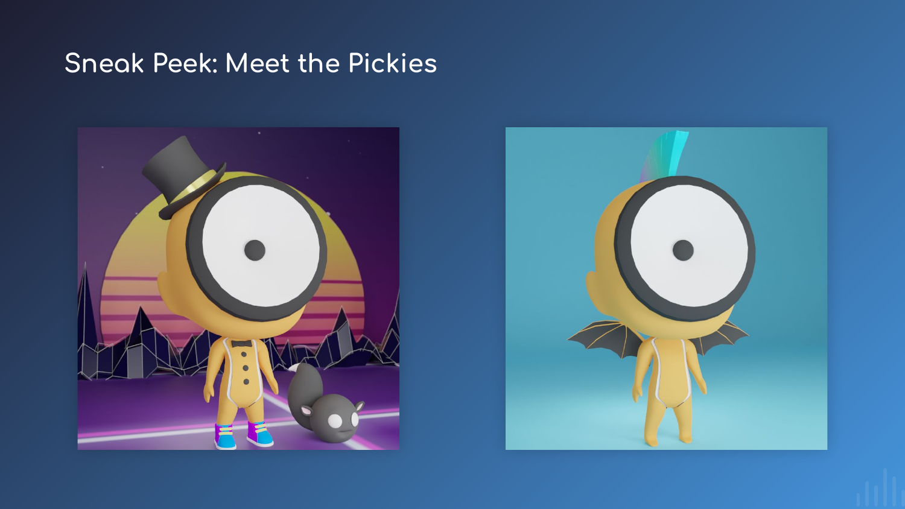# Sneak Peek: Meet the Pickies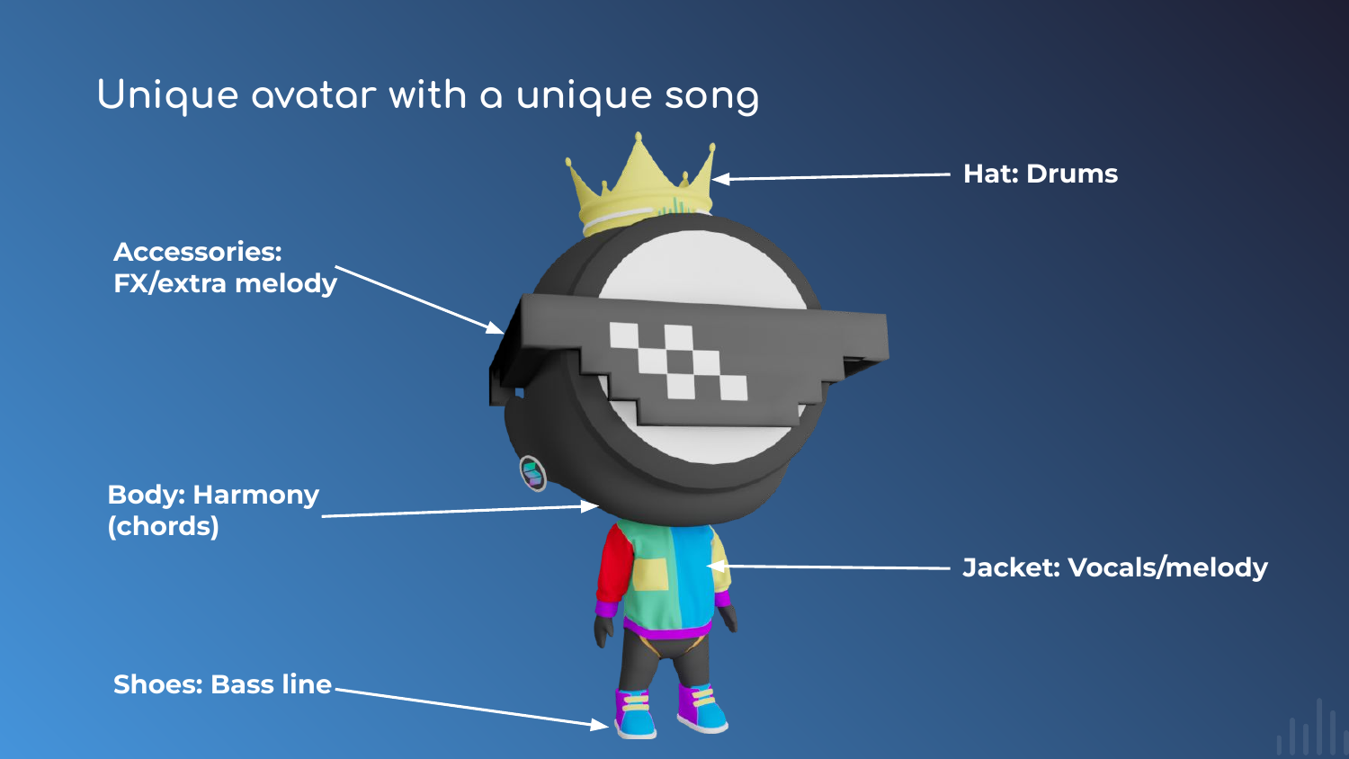# Unique avatar with a unique song

**Hat: Drums**

**Accessories: FX/extra melody**

**Body: Harmony (chords)**

**Jacket: Vocals/melody**

**Shoes: Bass line**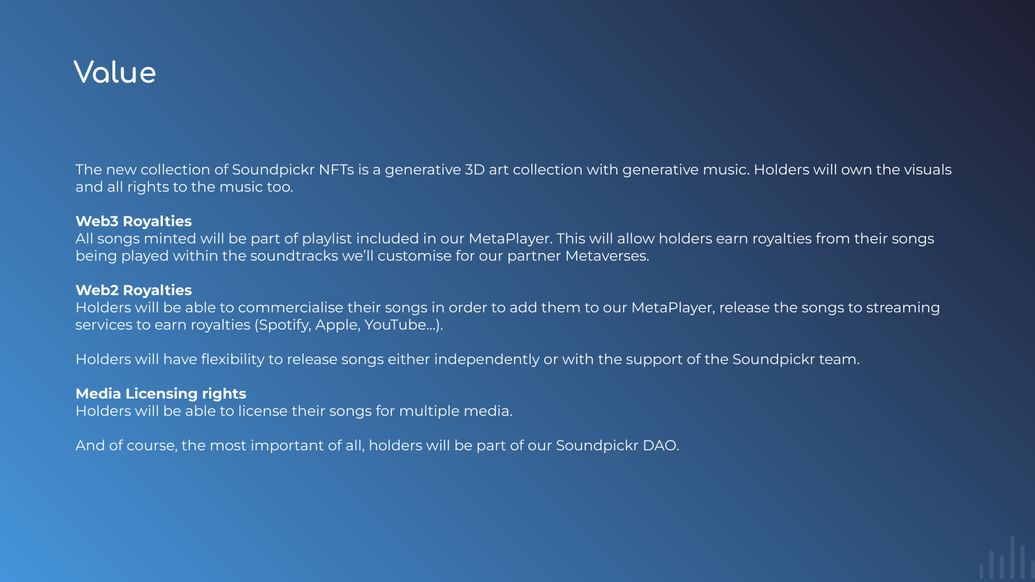# Value

The new collection of Soundpickr NFTs is a generative 3D art collection with generative music. Holders will own the visuals and all rights to the music too.

**Web3 Royalties**
All songs minted will be part of playlist included in our MetaPlayer. This will allow holders earn royalties from their songs being played within the soundtracks we'll customise for our partner Metaverses.

**Web2 Royalties**
Holders will be able to commercialise their songs in order to add them to our MetaPlayer, release the songs to streaming services to earn royalties (Spotify, Apple, YouTube...).

Holders will have flexibility to release songs either independently or with the support of the Soundpickr team.

**Media Licensing rights**
Holders will be able to license their songs for multiple media.

And of course, the most important of all, holders will be part of our Soundpickr DAO.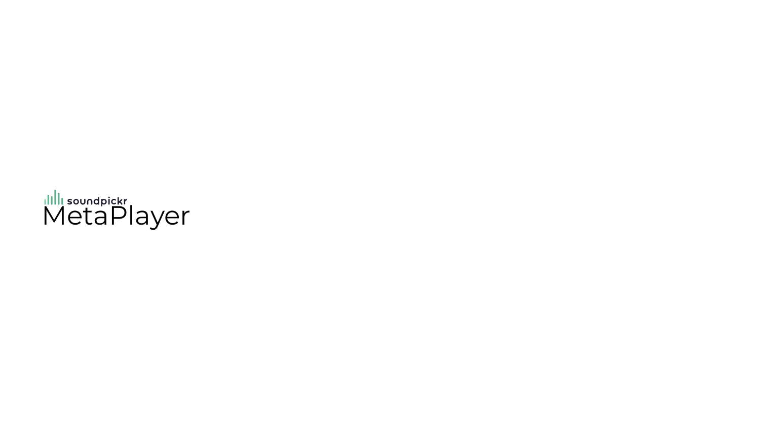soundpickr

# MetaPlayer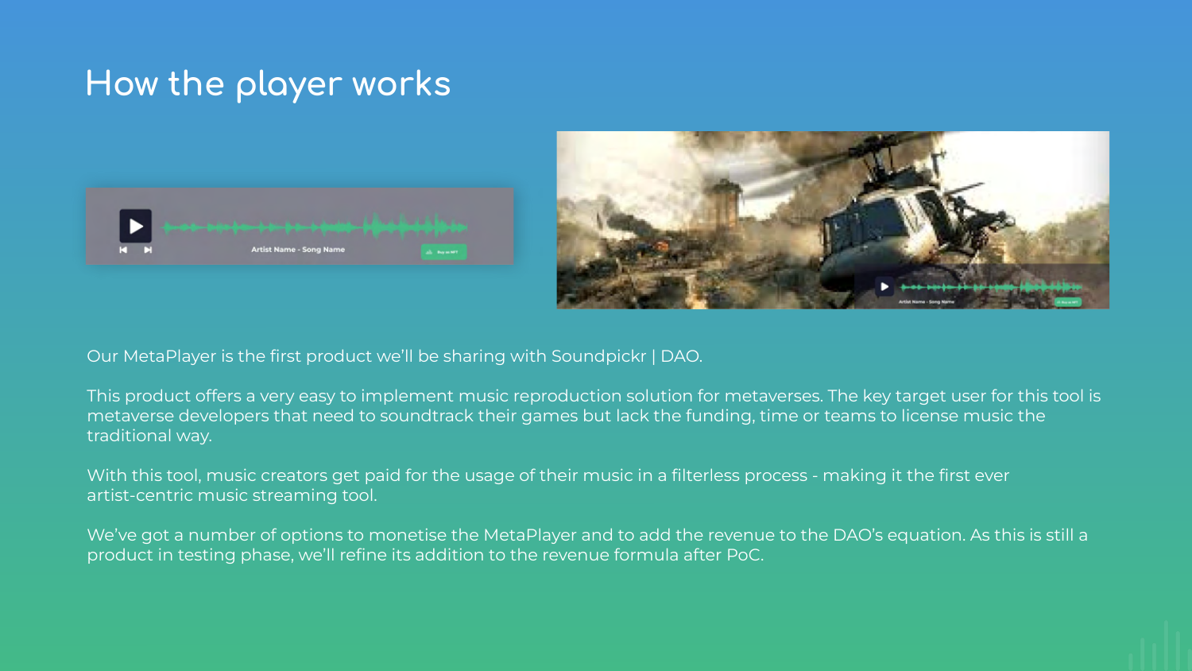# How the player works

Our MetaPlayer is the first product we'll be sharing with Soundpickr | DAO.

This product offers a very easy to implement music reproduction solution for metaverses. The key target user for this tool is metaverse developers that need to soundtrack their games but lack the funding, time or teams to license music the traditional way.

With this tool, music creators get paid for the usage of their music in a filterless process - making it the first ever artist-centric music streaming tool.

We've got a number of options to monetise the MetaPlayer and to add the revenue to the DAO's equation. As this is still a product in testing phase, we'll refine its addition to the revenue formula after PoC.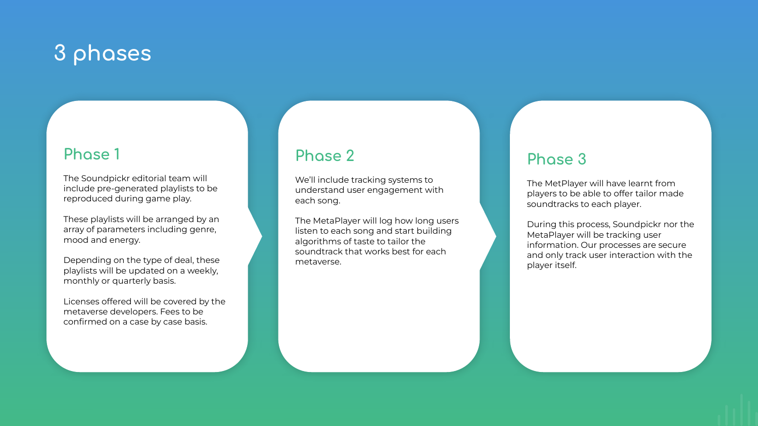# 3 phases

## Phase 1

The Soundpickr editorial team will include pre-generated playlists to be reproduced during game play.

These playlists will be arranged by an array of parameters including genre, mood and energy.

Depending on the type of deal, these playlists will be updated on a weekly, monthly or quarterly basis.

Licenses offered will be covered by the metaverse developers. Fees to be confirmed on a case by case basis.

## Phase 2

We'll include tracking systems to understand user engagement with each song.

The MetaPlayer will log how long users listen to each song and start building algorithms of taste to tailor the soundtrack that works best for each metaverse.

## Phase 3

The MetPlayer will have learnt from players to be able to offer tailor made soundtracks to each player.

During this process, Soundpickr nor the MetaPlayer will be tracking user information. Our processes are secure and only track user interaction with the player itself.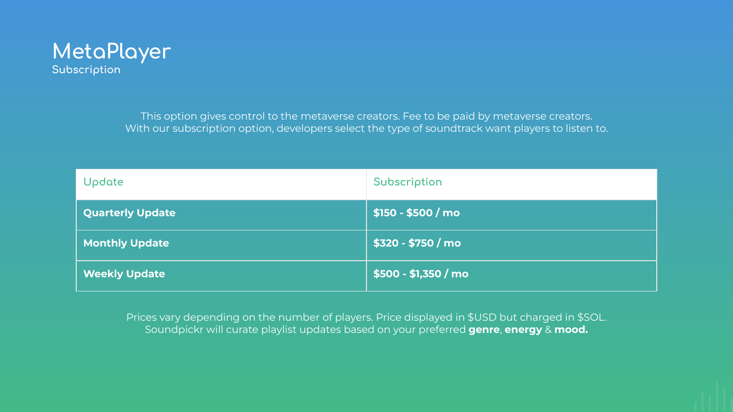# MetaPlayer

## Subscription

This option gives control to the metaverse creators. Fee to be paid by metaverse creators.
With our subscription option, developers select the type of soundtrack want players to listen to.

| Update | Subscription |
|---|---|
| **Quarterly Update** | **$150 - $500 / mo** |
| **Monthly Update** | **$320 - $750 / mo** |
| **Weekly Update** | **$500 - $1,350 / mo** |

Prices vary depending on the number of players. Price displayed in $USD but charged in $SOL.
Soundpickr will curate playlist updates based on your preferred **genre**, **energy** & **mood.**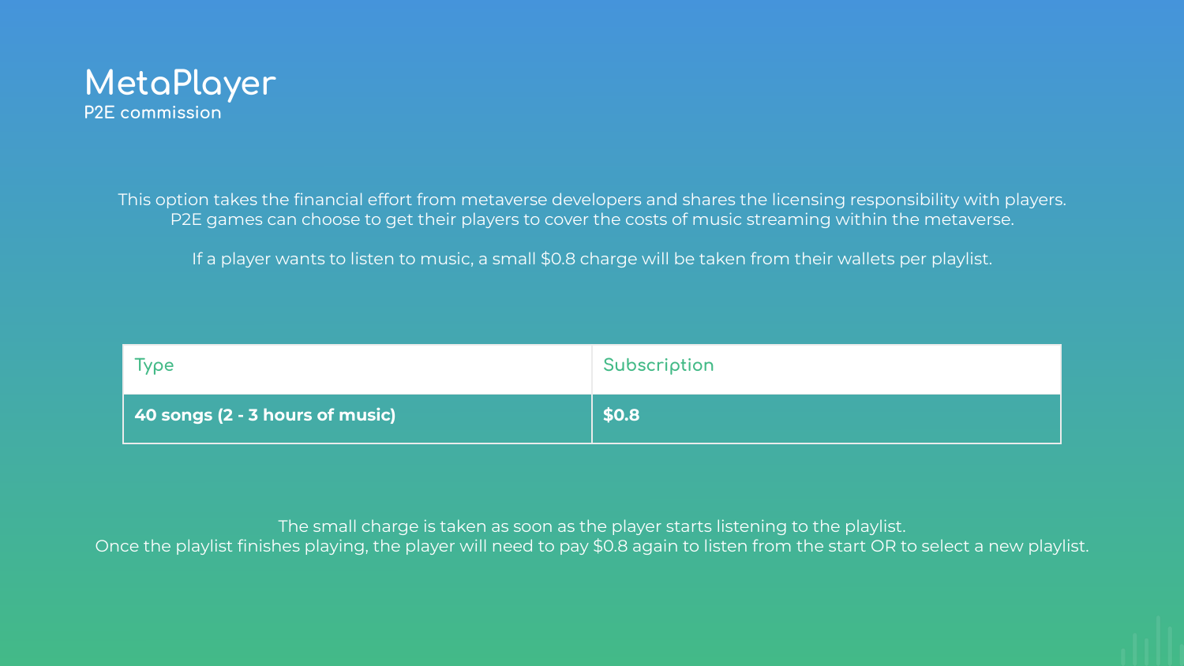# MetaPlayer

## P2E commission

This option takes the financial effort from metaverse developers and shares the licensing responsibility with players. P2E games can choose to get their players to cover the costs of music streaming within the metaverse.

If a player wants to listen to music, a small $0.8 charge will be taken from their wallets per playlist.

| Type | Subscription |
| --- | --- |
| **40 songs (2 - 3 hours of music)** | **$0.8** |

The small charge is taken as soon as the player starts listening to the playlist.
Once the playlist finishes playing, the player will need to pay $0.8 again to listen from the start OR to select a new playlist.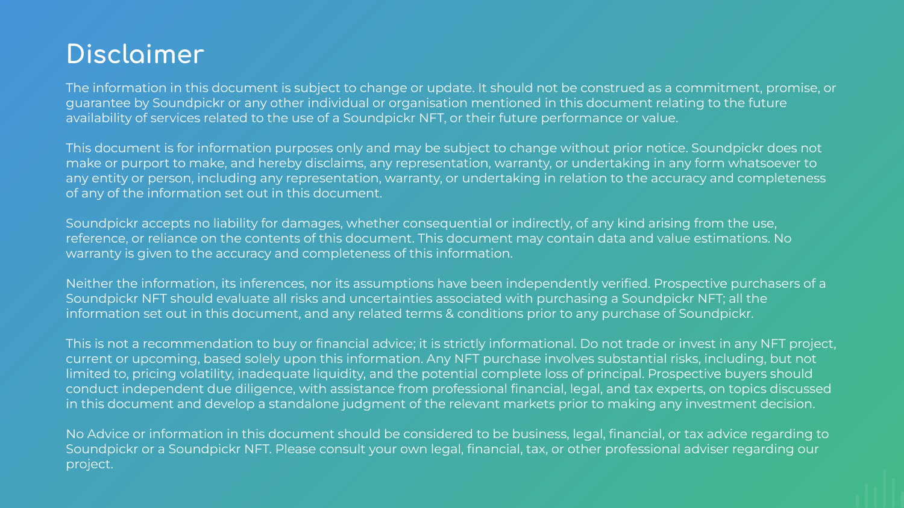# Disclaimer

The information in this document is subject to change or update. It should not be construed as a commitment, promise, or guarantee by Soundpickr or any other individual or organisation mentioned in this document relating to the future availability of services related to the use of a Soundpickr NFT, or their future performance or value.

This document is for information purposes only and may be subject to change without prior notice. Soundpickr does not make or purport to make, and hereby disclaims, any representation, warranty, or undertaking in any form whatsoever to any entity or person, including any representation, warranty, or undertaking in relation to the accuracy and completeness of any of the information set out in this document.

Soundpickr accepts no liability for damages, whether consequential or indirectly, of any kind arising from the use, reference, or reliance on the contents of this document. This document may contain data and value estimations. No warranty is given to the accuracy and completeness of this information.

Neither the information, its inferences, nor its assumptions have been independently verified. Prospective purchasers of a Soundpickr NFT should evaluate all risks and uncertainties associated with purchasing a Soundpickr NFT; all the information set out in this document, and any related terms & conditions prior to any purchase of Soundpickr.

This is not a recommendation to buy or financial advice; it is strictly informational. Do not trade or invest in any NFT project, current or upcoming, based solely upon this information. Any NFT purchase involves substantial risks, including, but not limited to, pricing volatility, inadequate liquidity, and the potential complete loss of principal. Prospective buyers should conduct independent due diligence, with assistance from professional financial, legal, and tax experts, on topics discussed in this document and develop a standalone judgment of the relevant markets prior to making any investment decision.

No Advice or information in this document should be considered to be business, legal, financial, or tax advice regarding to Soundpickr or a Soundpickr NFT. Please consult your own legal, financial, tax, or other professional adviser regarding our project.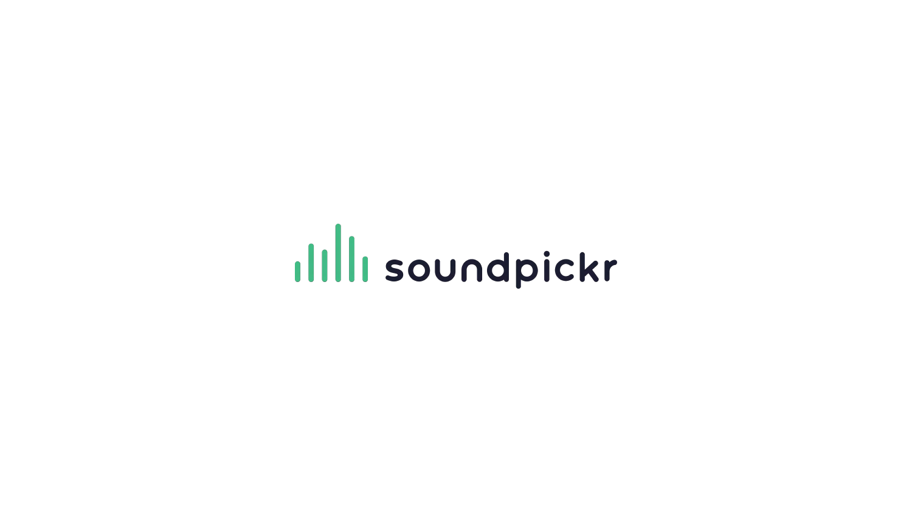soundpickr